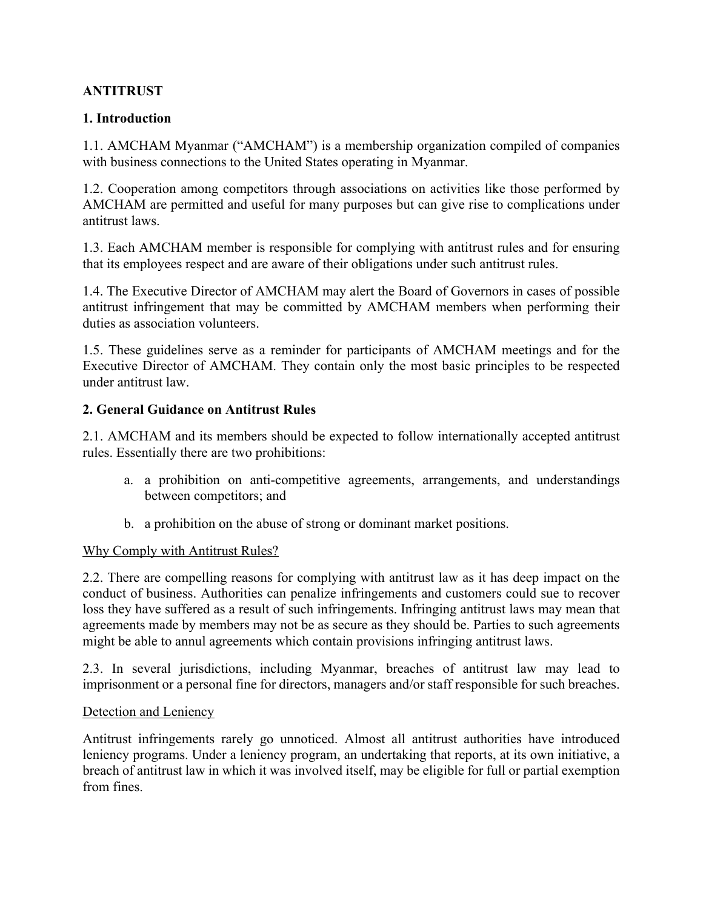# ANTITRUST

## 1. Introduction

1.1. AMCHAM Myanmar ("AMCHAM") is a membership organization compiled of companies with business connections to the United States operating in Myanmar.

1.2. Cooperation among competitors through associations on activities like those performed by AMCHAM are permitted and useful for many purposes but can give rise to complications under antitrust laws.

1.3. Each AMCHAM member is responsible for complying with antitrust rules and for ensuring that its employees respect and are aware of their obligations under such antitrust rules.

1.4. The Executive Director of AMCHAM may alert the Board of Governors in cases of possible antitrust infringement that may be committed by AMCHAM members when performing their duties as association volunteers.

1.5. These guidelines serve as a reminder for participants of AMCHAM meetings and for the Executive Director of AMCHAM. They contain only the most basic principles to be respected under antitrust law.

## 2. General Guidance on Antitrust Rules

2.1. AMCHAM and its members should be expected to follow internationally accepted antitrust rules. Essentially there are two prohibitions:

a. a prohibition on anti-competitive agreements, arrangements, and understandings between competitors; and

b. a prohibition on the abuse of strong or dominant market positions.

<u>Why Comply with Antitrust Rules?</u>

2.2. There are compelling reasons for complying with antitrust law as it has deep impact on the conduct of business. Authorities can penalize infringements and customers could sue to recover loss they have suffered as a result of such infringements. Infringing antitrust laws may mean that agreements made by members may not be as secure as they should be. Parties to such agreements might be able to annul agreements which contain provisions infringing antitrust laws.

2.3. In several jurisdictions, including Myanmar, breaches of antitrust law may lead to imprisonment or a personal fine for directors, managers and/or staff responsible for such breaches.

<u>Detection and Leniency</u>

Antitrust infringements rarely go unnoticed. Almost all antitrust authorities have introduced leniency programs. Under a leniency program, an undertaking that reports, at its own initiative, a breach of antitrust law in which it was involved itself, may be eligible for full or partial exemption from fines.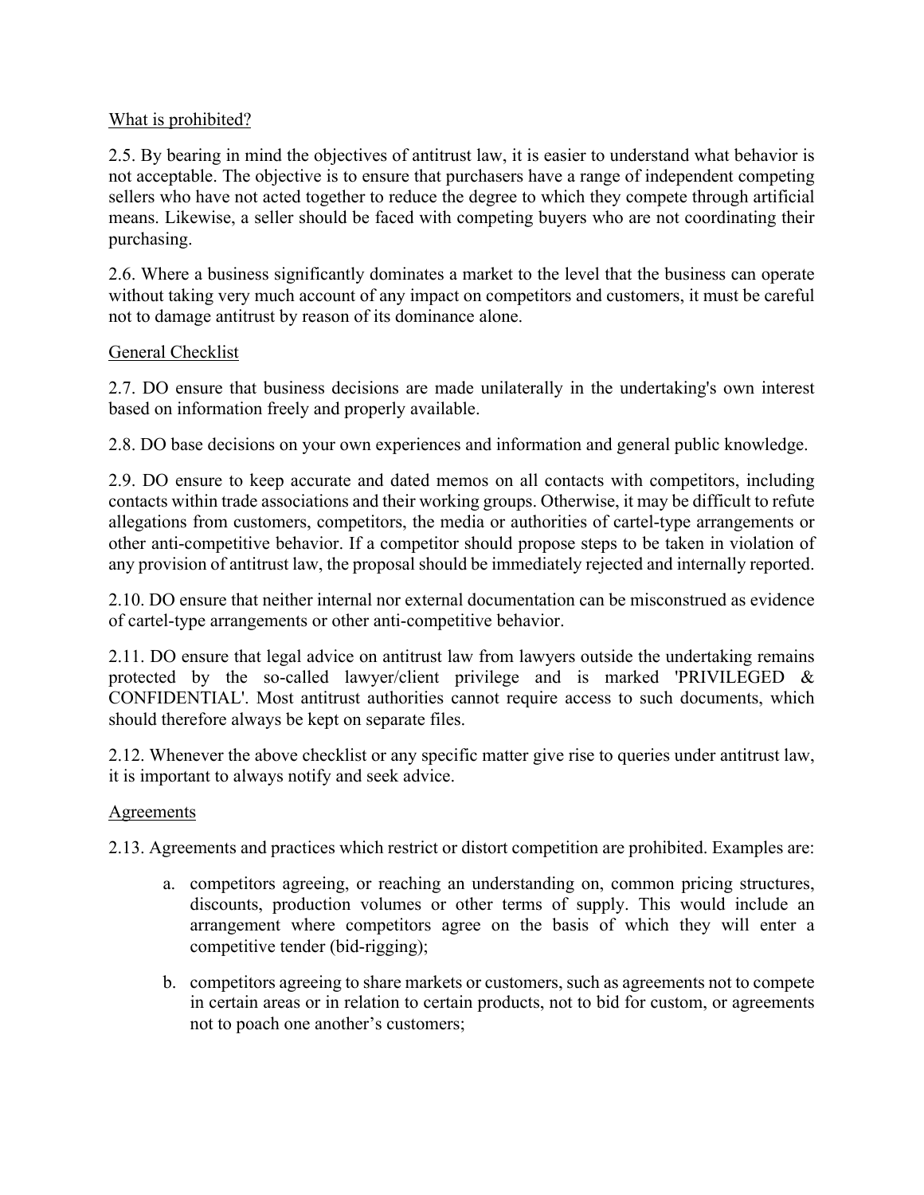What is prohibited?

2.5. By bearing in mind the objectives of antitrust law, it is easier to understand what behavior is not acceptable. The objective is to ensure that purchasers have a range of independent competing sellers who have not acted together to reduce the degree to which they compete through artificial means. Likewise, a seller should be faced with competing buyers who are not coordinating their purchasing.

2.6. Where a business significantly dominates a market to the level that the business can operate without taking very much account of any impact on competitors and customers, it must be careful not to damage antitrust by reason of its dominance alone.

General Checklist

2.7. DO ensure that business decisions are made unilaterally in the undertaking's own interest based on information freely and properly available.

2.8. DO base decisions on your own experiences and information and general public knowledge.

2.9. DO ensure to keep accurate and dated memos on all contacts with competitors, including contacts within trade associations and their working groups. Otherwise, it may be difficult to refute allegations from customers, competitors, the media or authorities of cartel-type arrangements or other anti-competitive behavior. If a competitor should propose steps to be taken in violation of any provision of antitrust law, the proposal should be immediately rejected and internally reported.

2.10. DO ensure that neither internal nor external documentation can be misconstrued as evidence of cartel-type arrangements or other anti-competitive behavior.

2.11. DO ensure that legal advice on antitrust law from lawyers outside the undertaking remains protected by the so-called lawyer/client privilege and is marked 'PRIVILEGED & CONFIDENTIAL'. Most antitrust authorities cannot require access to such documents, which should therefore always be kept on separate files.

2.12. Whenever the above checklist or any specific matter give rise to queries under antitrust law, it is important to always notify and seek advice.

Agreements

2.13. Agreements and practices which restrict or distort competition are prohibited. Examples are:

a. competitors agreeing, or reaching an understanding on, common pricing structures, discounts, production volumes or other terms of supply. This would include an arrangement where competitors agree on the basis of which they will enter a competitive tender (bid-rigging);

b. competitors agreeing to share markets or customers, such as agreements not to compete in certain areas or in relation to certain products, not to bid for custom, or agreements not to poach one another's customers;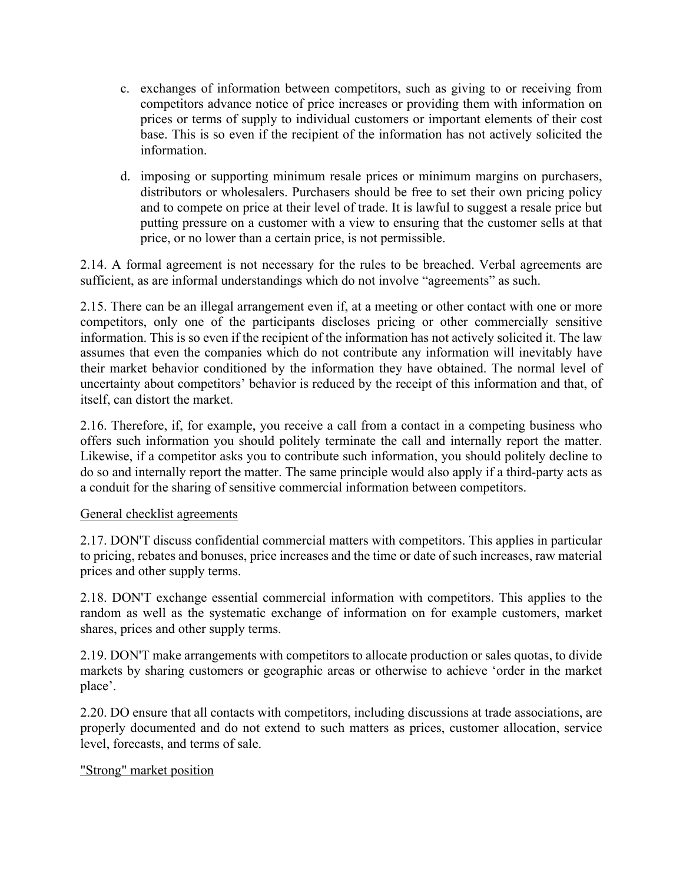c. exchanges of information between competitors, such as giving to or receiving from competitors advance notice of price increases or providing them with information on prices or terms of supply to individual customers or important elements of their cost base. This is so even if the recipient of the information has not actively solicited the information.

d. imposing or supporting minimum resale prices or minimum margins on purchasers, distributors or wholesalers. Purchasers should be free to set their own pricing policy and to compete on price at their level of trade. It is lawful to suggest a resale price but putting pressure on a customer with a view to ensuring that the customer sells at that price, or no lower than a certain price, is not permissible.

2.14. A formal agreement is not necessary for the rules to be breached. Verbal agreements are sufficient, as are informal understandings which do not involve "agreements" as such.

2.15. There can be an illegal arrangement even if, at a meeting or other contact with one or more competitors, only one of the participants discloses pricing or other commercially sensitive information. This is so even if the recipient of the information has not actively solicited it. The law assumes that even the companies which do not contribute any information will inevitably have their market behavior conditioned by the information they have obtained. The normal level of uncertainty about competitors' behavior is reduced by the receipt of this information and that, of itself, can distort the market.

2.16. Therefore, if, for example, you receive a call from a contact in a competing business who offers such information you should politely terminate the call and internally report the matter. Likewise, if a competitor asks you to contribute such information, you should politely decline to do so and internally report the matter. The same principle would also apply if a third-party acts as a conduit for the sharing of sensitive commercial information between competitors.

<u>General checklist agreements</u>

2.17. DON'T discuss confidential commercial matters with competitors. This applies in particular to pricing, rebates and bonuses, price increases and the time or date of such increases, raw material prices and other supply terms.

2.18. DON'T exchange essential commercial information with competitors. This applies to the random as well as the systematic exchange of information on for example customers, market shares, prices and other supply terms.

2.19. DON'T make arrangements with competitors to allocate production or sales quotas, to divide markets by sharing customers or geographic areas or otherwise to achieve 'order in the market place'.

2.20. DO ensure that all contacts with competitors, including discussions at trade associations, are properly documented and do not extend to such matters as prices, customer allocation, service level, forecasts, and terms of sale.

<u>"Strong" market position</u>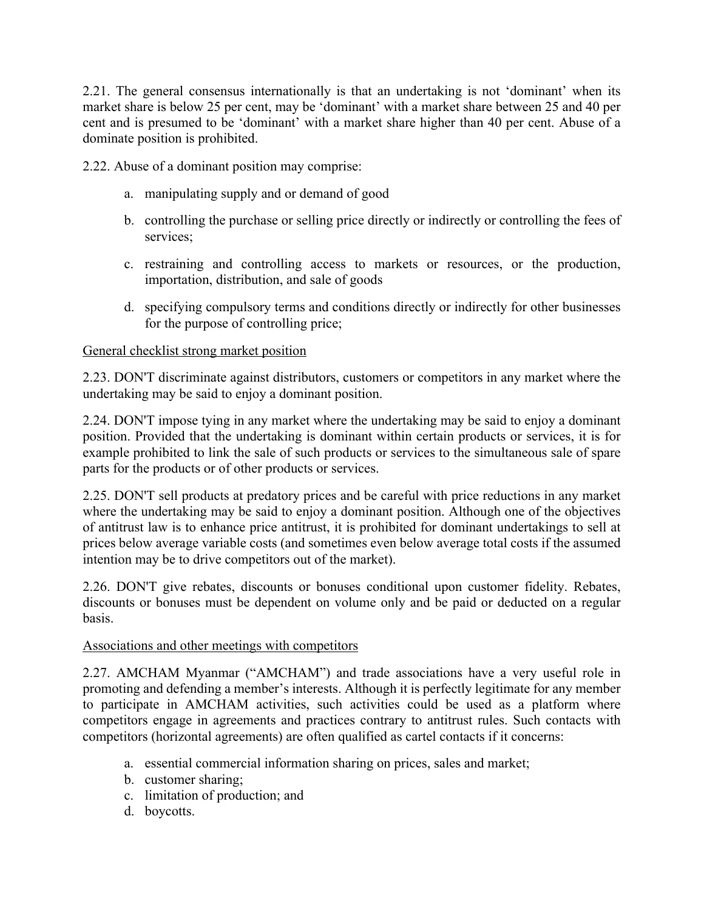2.21. The general consensus internationally is that an undertaking is not 'dominant' when its market share is below 25 per cent, may be 'dominant' with a market share between 25 and 40 per cent and is presumed to be 'dominant' with a market share higher than 40 per cent. Abuse of a dominate position is prohibited.

2.22. Abuse of a dominant position may comprise:

a. manipulating supply and or demand of good

b. controlling the purchase or selling price directly or indirectly or controlling the fees of services;

c. restraining and controlling access to markets or resources, or the production, importation, distribution, and sale of goods

d. specifying compulsory terms and conditions directly or indirectly for other businesses for the purpose of controlling price;

<u>General checklist strong market position</u>

2.23. DON'T discriminate against distributors, customers or competitors in any market where the undertaking may be said to enjoy a dominant position.

2.24. DON'T impose tying in any market where the undertaking may be said to enjoy a dominant position. Provided that the undertaking is dominant within certain products or services, it is for example prohibited to link the sale of such products or services to the simultaneous sale of spare parts for the products or of other products or services.

2.25. DON'T sell products at predatory prices and be careful with price reductions in any market where the undertaking may be said to enjoy a dominant position. Although one of the objectives of antitrust law is to enhance price antitrust, it is prohibited for dominant undertakings to sell at prices below average variable costs (and sometimes even below average total costs if the assumed intention may be to drive competitors out of the market).

2.26. DON'T give rebates, discounts or bonuses conditional upon customer fidelity. Rebates, discounts or bonuses must be dependent on volume only and be paid or deducted on a regular basis.

<u>Associations and other meetings with competitors</u>

2.27. AMCHAM Myanmar ("AMCHAM") and trade associations have a very useful role in promoting and defending a member's interests. Although it is perfectly legitimate for any member to participate in AMCHAM activities, such activities could be used as a platform where competitors engage in agreements and practices contrary to antitrust rules. Such contacts with competitors (horizontal agreements) are often qualified as cartel contacts if it concerns:

a. essential commercial information sharing on prices, sales and market;
b. customer sharing;
c. limitation of production; and
d. boycotts.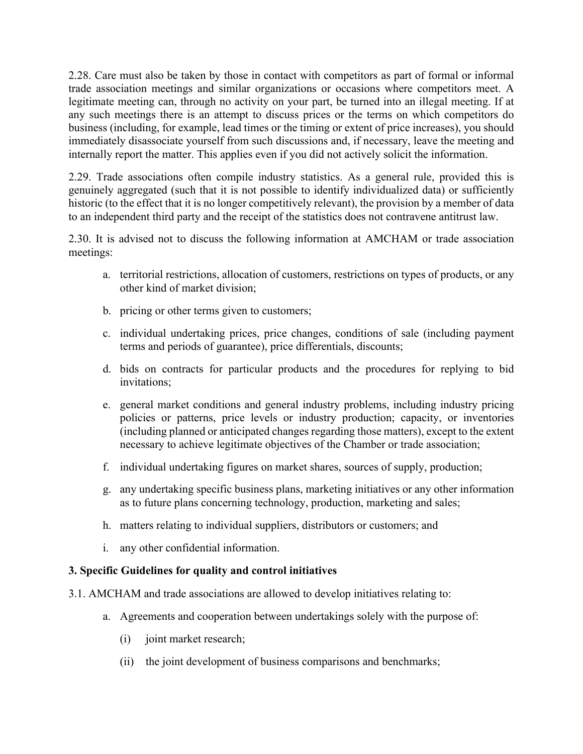2.28. Care must also be taken by those in contact with competitors as part of formal or informal trade association meetings and similar organizations or occasions where competitors meet. A legitimate meeting can, through no activity on your part, be turned into an illegal meeting. If at any such meetings there is an attempt to discuss prices or the terms on which competitors do business (including, for example, lead times or the timing or extent of price increases), you should immediately disassociate yourself from such discussions and, if necessary, leave the meeting and internally report the matter. This applies even if you did not actively solicit the information.

2.29. Trade associations often compile industry statistics. As a general rule, provided this is genuinely aggregated (such that it is not possible to identify individualized data) or sufficiently historic (to the effect that it is no longer competitively relevant), the provision by a member of data to an independent third party and the receipt of the statistics does not contravene antitrust law.

2.30. It is advised not to discuss the following information at AMCHAM or trade association meetings:

a. territorial restrictions, allocation of customers, restrictions on types of products, or any other kind of market division;

b. pricing or other terms given to customers;

c. individual undertaking prices, price changes, conditions of sale (including payment terms and periods of guarantee), price differentials, discounts;

d. bids on contracts for particular products and the procedures for replying to bid invitations;

e. general market conditions and general industry problems, including industry pricing policies or patterns, price levels or industry production; capacity, or inventories (including planned or anticipated changes regarding those matters), except to the extent necessary to achieve legitimate objectives of the Chamber or trade association;

f. individual undertaking figures on market shares, sources of supply, production;

g. any undertaking specific business plans, marketing initiatives or any other information as to future plans concerning technology, production, marketing and sales;

h. matters relating to individual suppliers, distributors or customers; and

i. any other confidential information.

### 3. Specific Guidelines for quality and control initiatives

3.1. AMCHAM and trade associations are allowed to develop initiatives relating to:

a. Agreements and cooperation between undertakings solely with the purpose of:

   (i) joint market research;

   (ii) the joint development of business comparisons and benchmarks;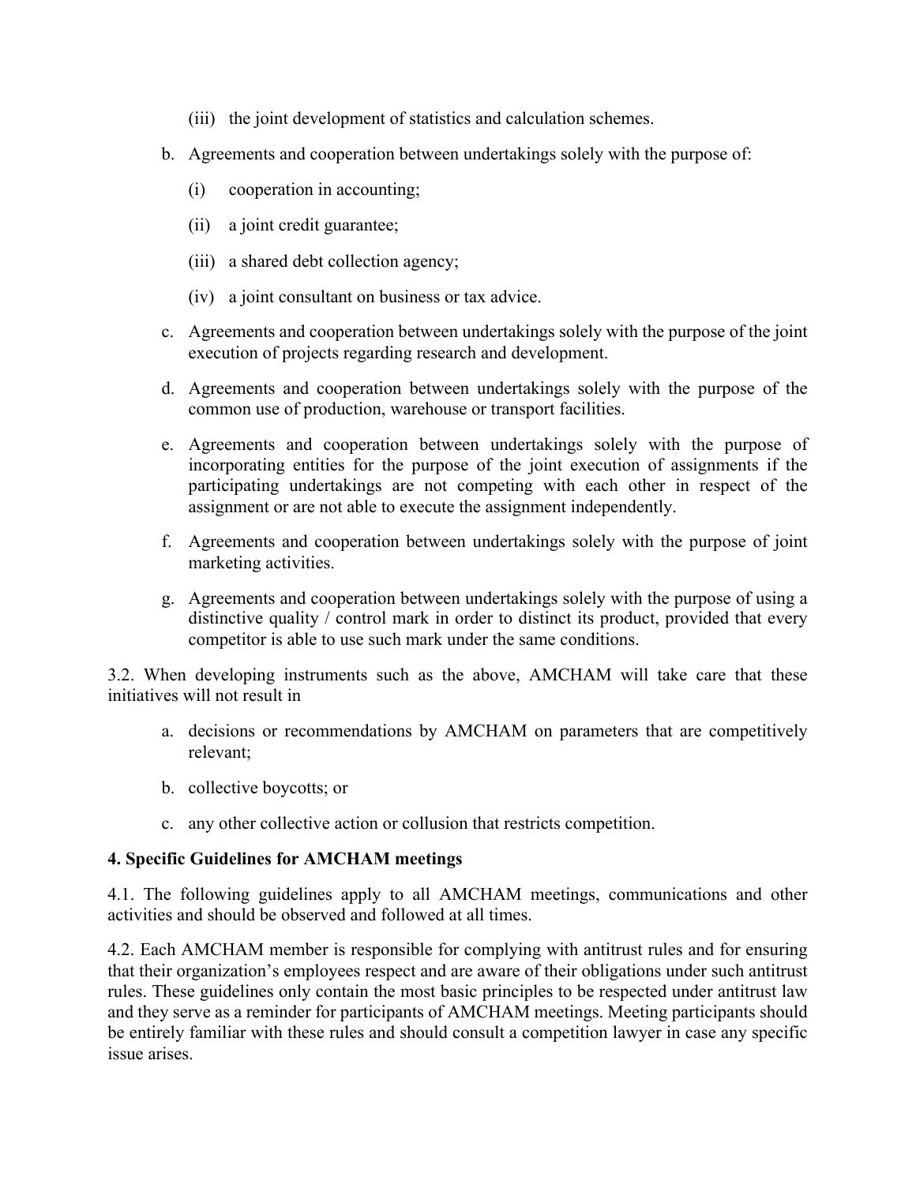(iii) the joint development of statistics and calculation schemes.

b. Agreements and cooperation between undertakings solely with the purpose of:

    (i) cooperation in accounting;

    (ii) a joint credit guarantee;

    (iii) a shared debt collection agency;

    (iv) a joint consultant on business or tax advice.

c. Agreements and cooperation between undertakings solely with the purpose of the joint execution of projects regarding research and development.

d. Agreements and cooperation between undertakings solely with the purpose of the common use of production, warehouse or transport facilities.

e. Agreements and cooperation between undertakings solely with the purpose of incorporating entities for the purpose of the joint execution of assignments if the participating undertakings are not competing with each other in respect of the assignment or are not able to execute the assignment independently.

f. Agreements and cooperation between undertakings solely with the purpose of joint marketing activities.

g. Agreements and cooperation between undertakings solely with the purpose of using a distinctive quality / control mark in order to distinct its product, provided that every competitor is able to use such mark under the same conditions.

3.2. When developing instruments such as the above, AMCHAM will take care that these initiatives will not result in

a. decisions or recommendations by AMCHAM on parameters that are competitively relevant;

b. collective boycotts; or

c. any other collective action or collusion that restricts competition.

**4. Specific Guidelines for AMCHAM meetings**

4.1. The following guidelines apply to all AMCHAM meetings, communications and other activities and should be observed and followed at all times.

4.2. Each AMCHAM member is responsible for complying with antitrust rules and for ensuring that their organization's employees respect and are aware of their obligations under such antitrust rules. These guidelines only contain the most basic principles to be respected under antitrust law and they serve as a reminder for participants of AMCHAM meetings. Meeting participants should be entirely familiar with these rules and should consult a competition lawyer in case any specific issue arises.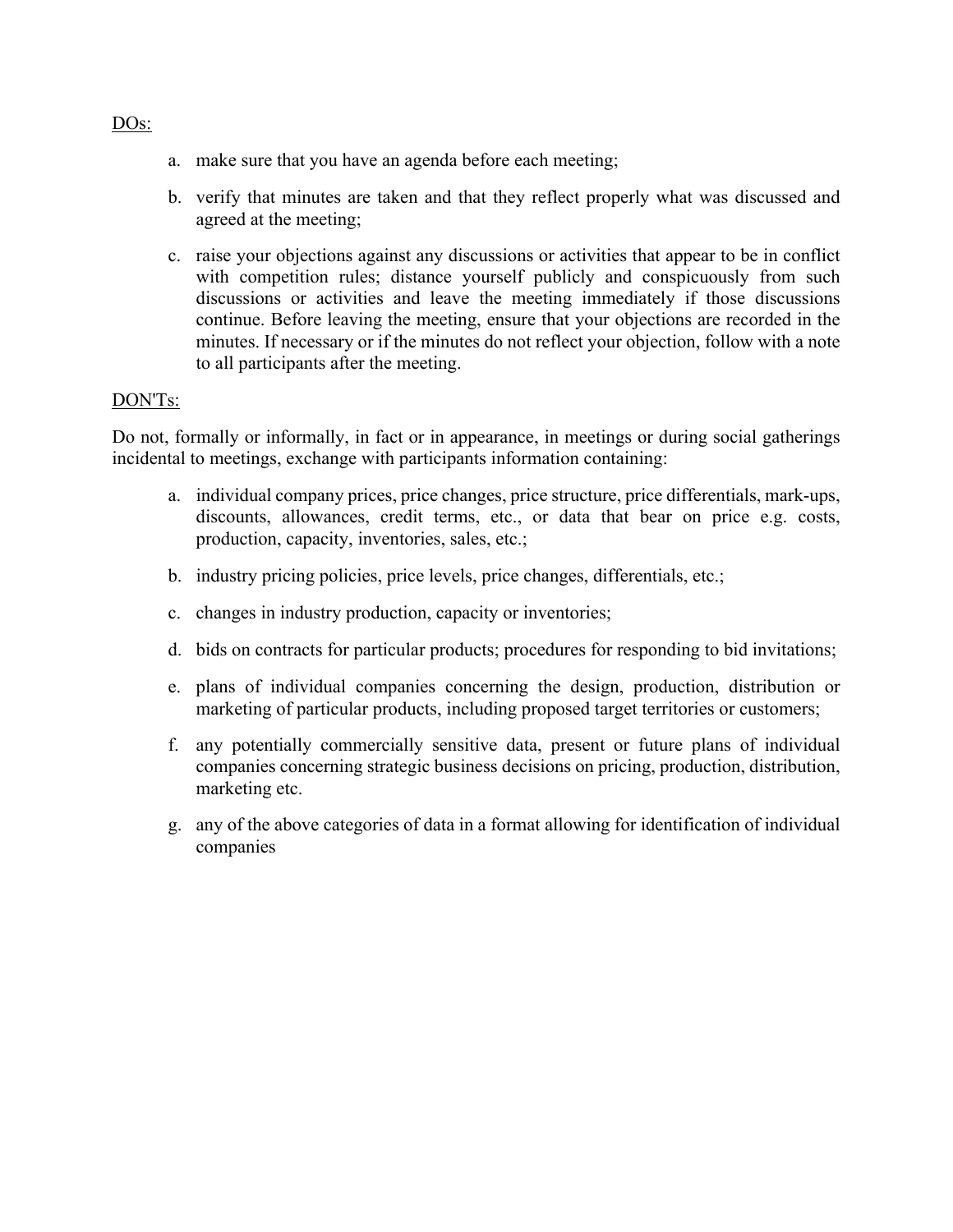<u>DOs:</u>

a. make sure that you have an agenda before each meeting;

b. verify that minutes are taken and that they reflect properly what was discussed and agreed at the meeting;

c. raise your objections against any discussions or activities that appear to be in conflict with competition rules; distance yourself publicly and conspicuously from such discussions or activities and leave the meeting immediately if those discussions continue. Before leaving the meeting, ensure that your objections are recorded in the minutes. If necessary or if the minutes do not reflect your objection, follow with a note to all participants after the meeting.

<u>DON'Ts:</u>

Do not, formally or informally, in fact or in appearance, in meetings or during social gatherings incidental to meetings, exchange with participants information containing:

a. individual company prices, price changes, price structure, price differentials, mark-ups, discounts, allowances, credit terms, etc., or data that bear on price e.g. costs, production, capacity, inventories, sales, etc.;

b. industry pricing policies, price levels, price changes, differentials, etc.;

c. changes in industry production, capacity or inventories;

d. bids on contracts for particular products; procedures for responding to bid invitations;

e. plans of individual companies concerning the design, production, distribution or marketing of particular products, including proposed target territories or customers;

f. any potentially commercially sensitive data, present or future plans of individual companies concerning strategic business decisions on pricing, production, distribution, marketing etc.

g. any of the above categories of data in a format allowing for identification of individual companies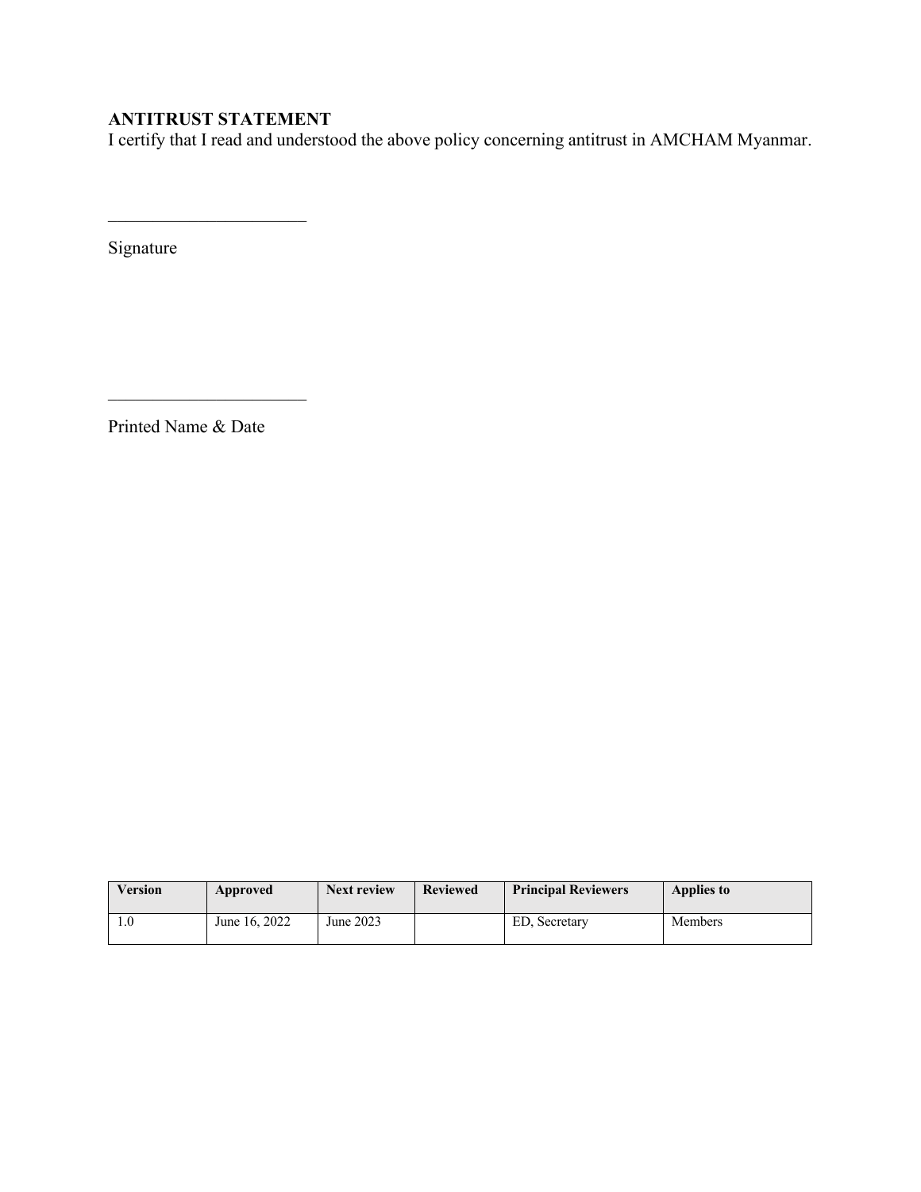**ANTITRUST STATEMENT**

I certify that I read and understood the above policy concerning antitrust in AMCHAM Myanmar.

______________________

Signature

______________________

Printed Name & Date

| Version | Approved | Next review | Reviewed | Principal Reviewers | Applies to |
|---|---|---|---|---|---|
| 1.0 | June 16, 2022 | June 2023 | | ED, Secretary | Members |